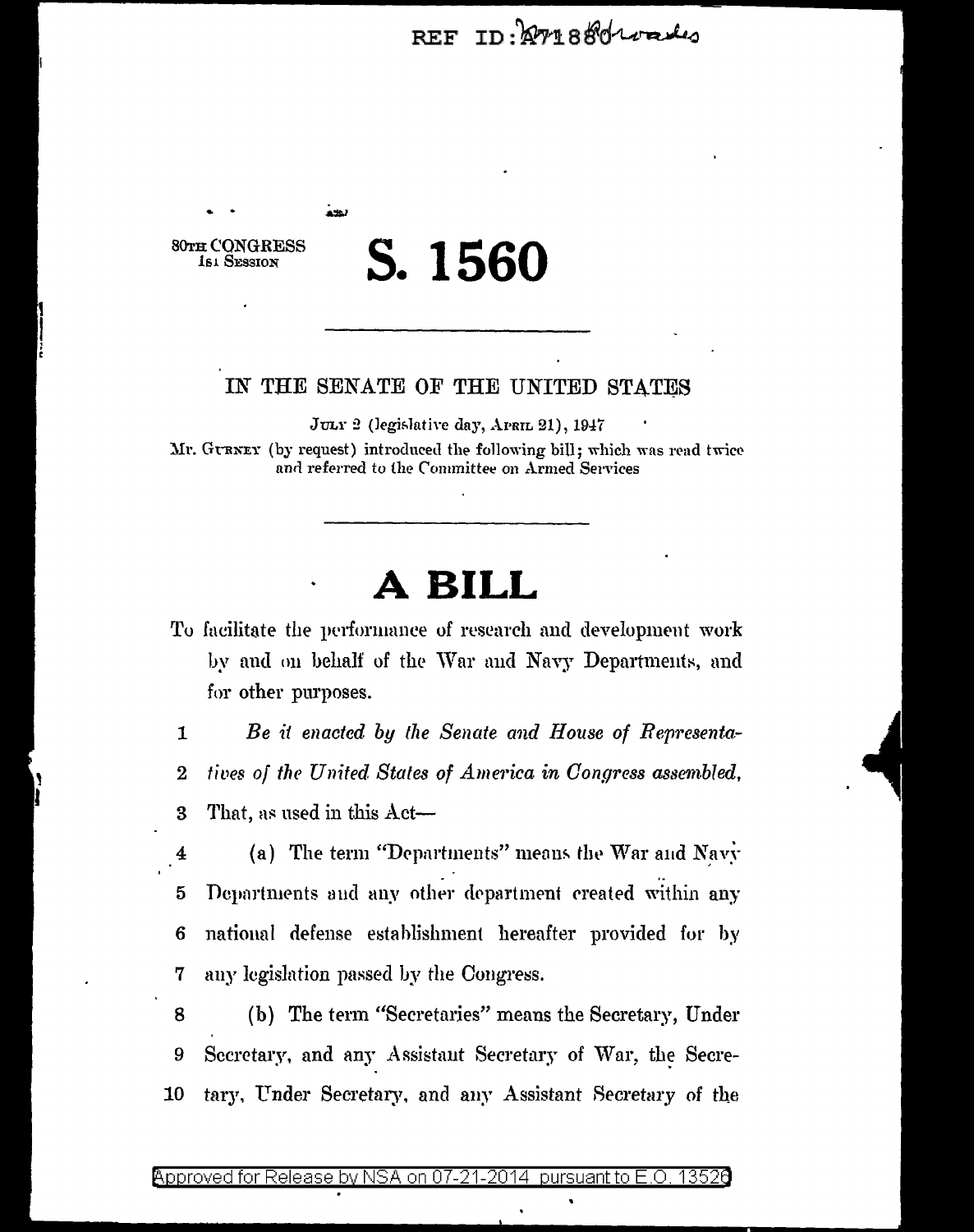REF ID:A71880

80TH CONGRESS
1ST SESSION

# S. 1560

---

IN THE SENATE OF THE UNITED STATES

JULY 2 (legislative day, APRIL 21), 1947

Mr. GURNEY (by request) introduced the following bill; which was read twice and referred to the Committee on Armed Services

---

# A BILL

To facilitate the performance of research and development work by and on behalf of the War and Navy Departments, and for other purposes.

1 *Be it enacted by the Senate and House of Representa-*
2 *tives of the United States of America in Congress assembled,*
3 That, as used in this Act—
4 (a) The term "Departments" means the War and Navy
5 Departments and any other department created within any
6 national defense establishment hereafter provided for by
7 any legislation passed by the Congress.
8 (b) The term "Secretaries" means the Secretary, Under
9 Secretary, and any Assistant Secretary of War, the Secre-
10 tary, Under Secretary, and any Assistant Secretary of the

Approved for Release by NSA on 07-21-2014 pursuant to E.O. 13526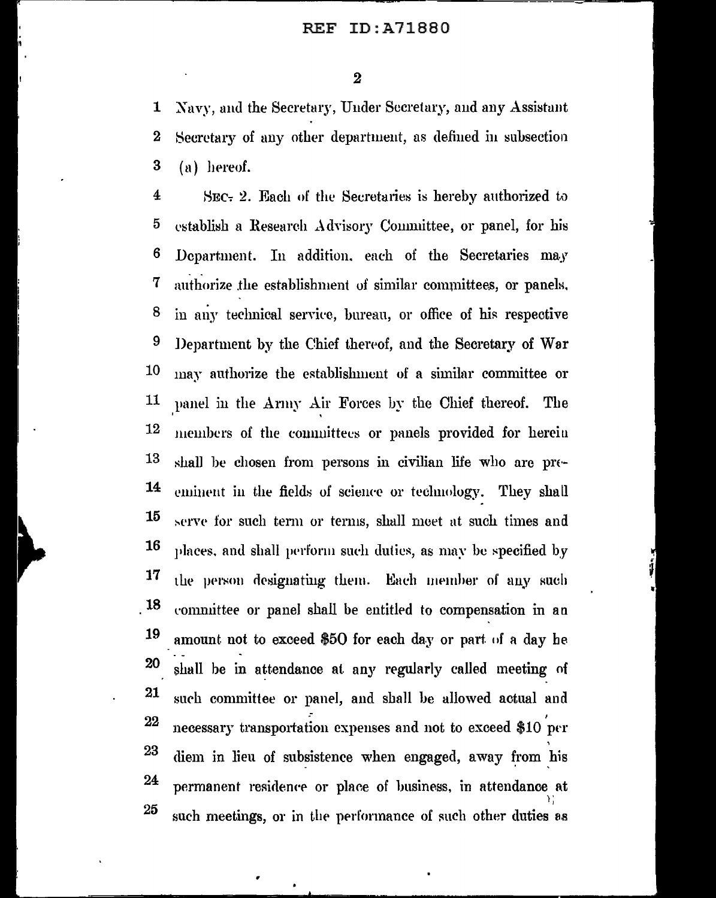Navy, and the Secretary, Under Secretary, and any Assistant Secretary of any other department, as defined in subsection (a) hereof.

SEC. 2. Each of the Secretaries is hereby authorized to establish a Research Advisory Committee, or panel, for his Department. In addition, each of the Secretaries may authorize the establishment of similar committees, or panels, in any technical service, bureau, or office of his respective Department by the Chief thereof, and the Secretary of War may authorize the establishment of a similar committee or panel in the Army Air Forces by the Chief thereof. The members of the committees or panels provided for herein shall be chosen from persons in civilian life who are pre-eminent in the fields of science or technology. They shall serve for such term or terms, shall meet at such times and places, and shall perform such duties, as may be specified by the person designating them. Each member of any such committee or panel shall be entitled to compensation in an amount not to exceed $50 for each day or part of a day he shall be in attendance at any regularly called meeting of such committee or panel, and shall be allowed actual and necessary transportation expenses and not to exceed $10 per diem in lieu of subsistence when engaged, away from his permanent residence or place of business, in attendance at such meetings, or in the performance of such other duties as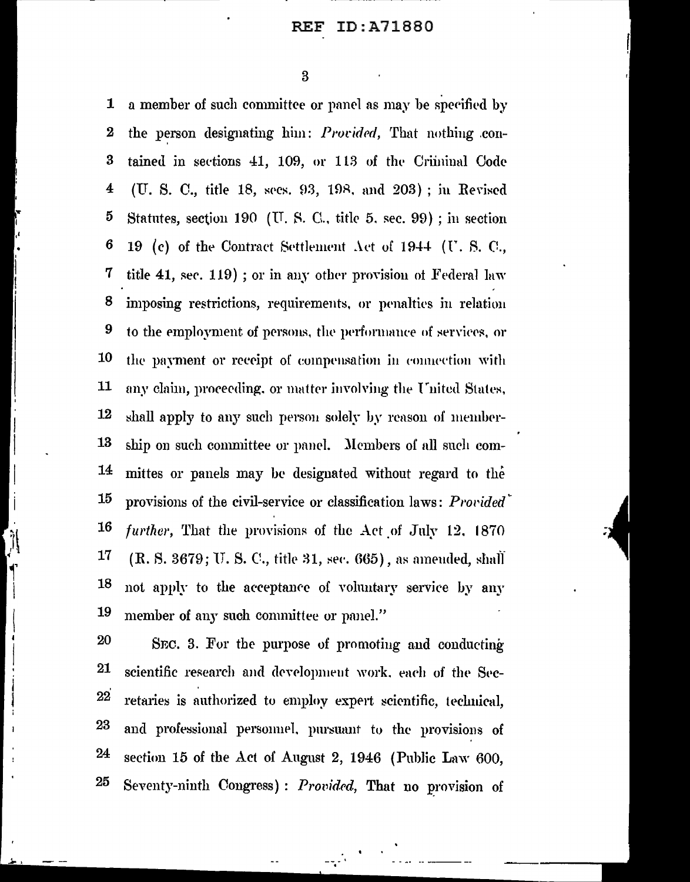a member of such committee or panel as may be specified by the person designating him: *Provided*, That nothing contained in sections 41, 109, or 113 of the Criminal Code (U. S. C., title 18, secs. 93, 198, and 203); in Revised Statutes, section 190 (U. S. C., title 5, sec. 99); in section 19 (c) of the Contract Settlement Act of 1944 (U. S. C., title 41, sec. 119); or in any other provision of Federal law imposing restrictions, requirements, or penalties in relation to the employment of persons, the performance of services, or the payment or receipt of compensation in connection with any claim, proceeding, or matter involving the United States, shall apply to any such person solely by reason of membership on such committee or panel. Members of all such committes or panels may be designated without regard to the provisions of the civil-service or classification laws: *Provided further*, That the provisions of the Act of July 12, 1870 (R. S. 3679; U. S. C., title 31, sec. 665), as amended, shall not apply to the acceptance of voluntary service by any member of any such committee or panel."

SEC. 3. For the purpose of promoting and conducting scientific research and development work, each of the Secretaries is authorized to employ expert scientific, technical, and professional personnel, pursuant to the provisions of section 15 of the Act of August 2, 1946 (Public Law 600, Seventy-ninth Congress): *Provided*, That no provision of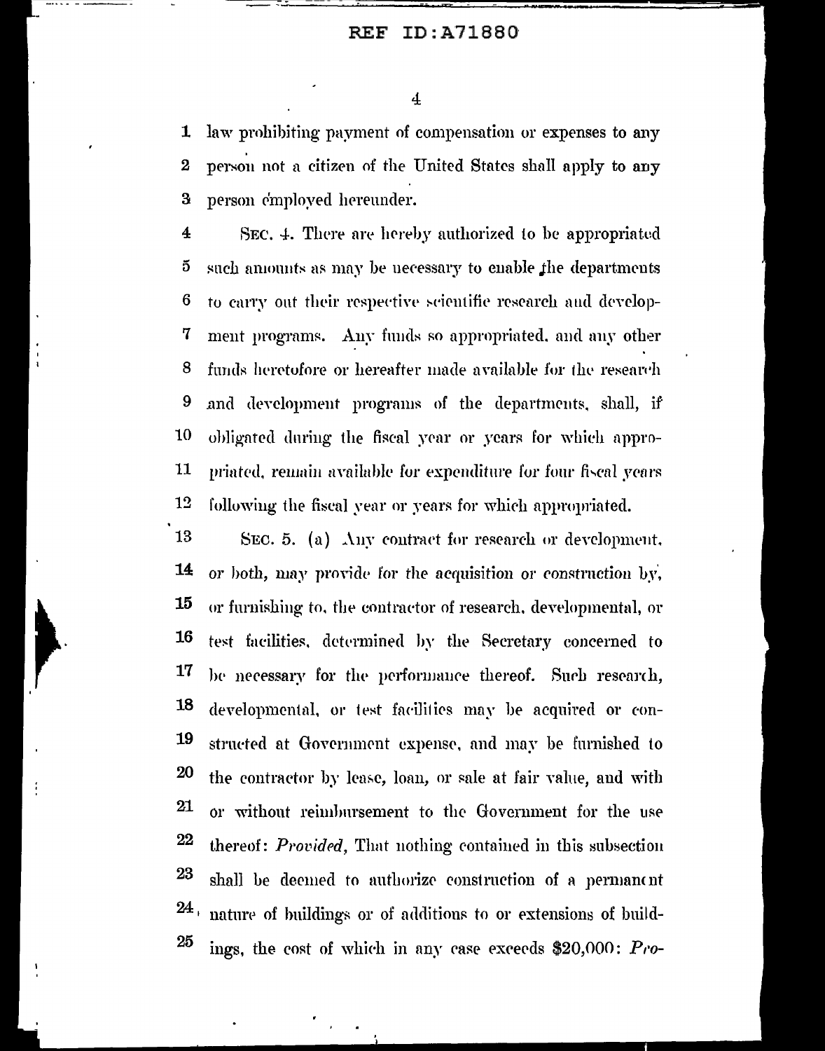law prohibiting payment of compensation or expenses to any person not a citizen of the United States shall apply to any person employed hereunder.

SEC. 4. There are hereby authorized to be appropriated such amounts as may be necessary to enable the departments to carry out their respective scientific research and development programs. Any funds so appropriated, and any other funds heretofore or hereafter made available for the research and development programs of the departments, shall, if obligated during the fiscal year or years for which appropriated, remain available for expenditure for four fiscal years following the fiscal year or years for which appropriated.

SEC. 5. (a) Any contract for research or development, or both, may provide for the acquisition or construction by, or furnishing to, the contractor of research, developmental, or test facilities, determined by the Secretary concerned to be necessary for the performance thereof. Such research, developmental, or test facilities may be acquired or constructed at Government expense, and may be furnished to the contractor by lease, loan, or sale at fair value, and with or without reimbursement to the Government for the use thereof: *Provided*, That nothing contained in this subsection shall be deemed to authorize construction of a permanent nature of buildings or of additions to or extensions of buildings, the cost of which in any case exceeds $20,000: *Pro-*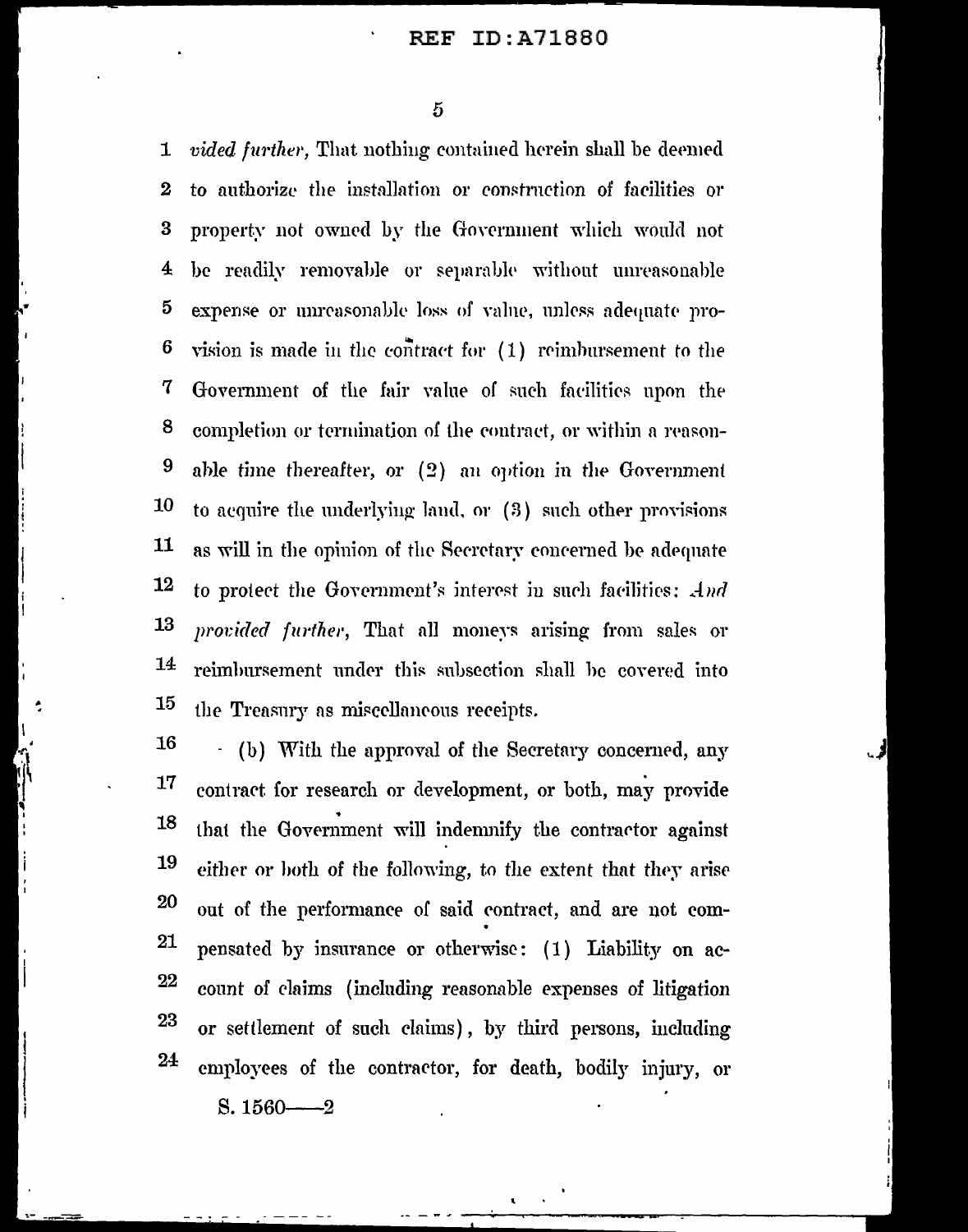*vided further*, That nothing contained herein shall be deemed to authorize the installation or construction of facilities or property not owned by the Government which would not be readily removable or separable without unreasonable expense or unreasonable loss of value, unless adequate provision is made in the contract for (1) reimbursement to the Government of the fair value of such facilities upon the completion or termination of the contract, or within a reasonable time thereafter, or (2) an option in the Government to acquire the underlying land, or (3) such other provisions as will in the opinion of the Secretary concerned be adequate to protect the Government's interest in such facilities: *And provided further*, That all moneys arising from sales or reimbursement under this subsection shall be covered into the Treasury as miscellaneous receipts.

(b) With the approval of the Secretary concerned, any contract for research or development, or both, may provide that the Government will indemnify the contractor against either or both of the following, to the extent that they arise out of the performance of said contract, and are not compensated by insurance or otherwise: (1) Liability on account of claims (including reasonable expenses of litigation or settlement of such claims), by third persons, including employees of the contractor, for death, bodily injury, or

S. 1560——2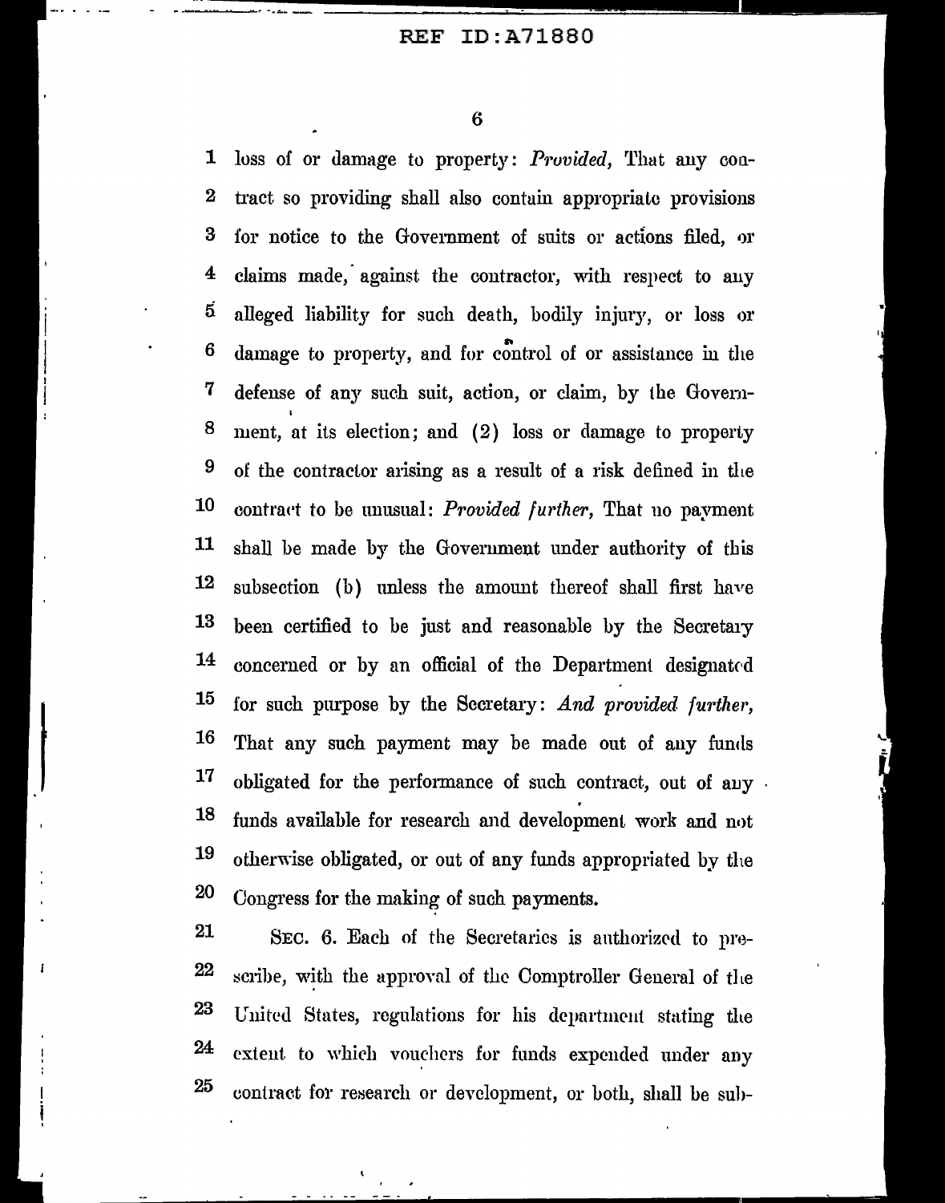loss of or damage to property: *Provided*, That any contract so providing shall also contain appropriate provisions for notice to the Government of suits or actions filed, or claims made, against the contractor, with respect to any alleged liability for such death, bodily injury, or loss or damage to property, and for control of or assistance in the defense of any such suit, action, or claim, by the Government, at its election; and (2) loss or damage to property of the contractor arising as a result of a risk defined in the contract to be unusual: *Provided further*, That no payment shall be made by the Government under authority of this subsection (b) unless the amount thereof shall first have been certified to be just and reasonable by the Secretary concerned or by an official of the Department designated for such purpose by the Secretary: *And provided further*, That any such payment may be made out of any funds obligated for the performance of such contract, out of any funds available for research and development work and not otherwise obligated, or out of any funds appropriated by the Congress for the making of such payments.

SEC. 6. Each of the Secretaries is authorized to prescribe, with the approval of the Comptroller General of the United States, regulations for his department stating the extent to which vouchers for funds expended under any contract for research or development, or both, shall be sub-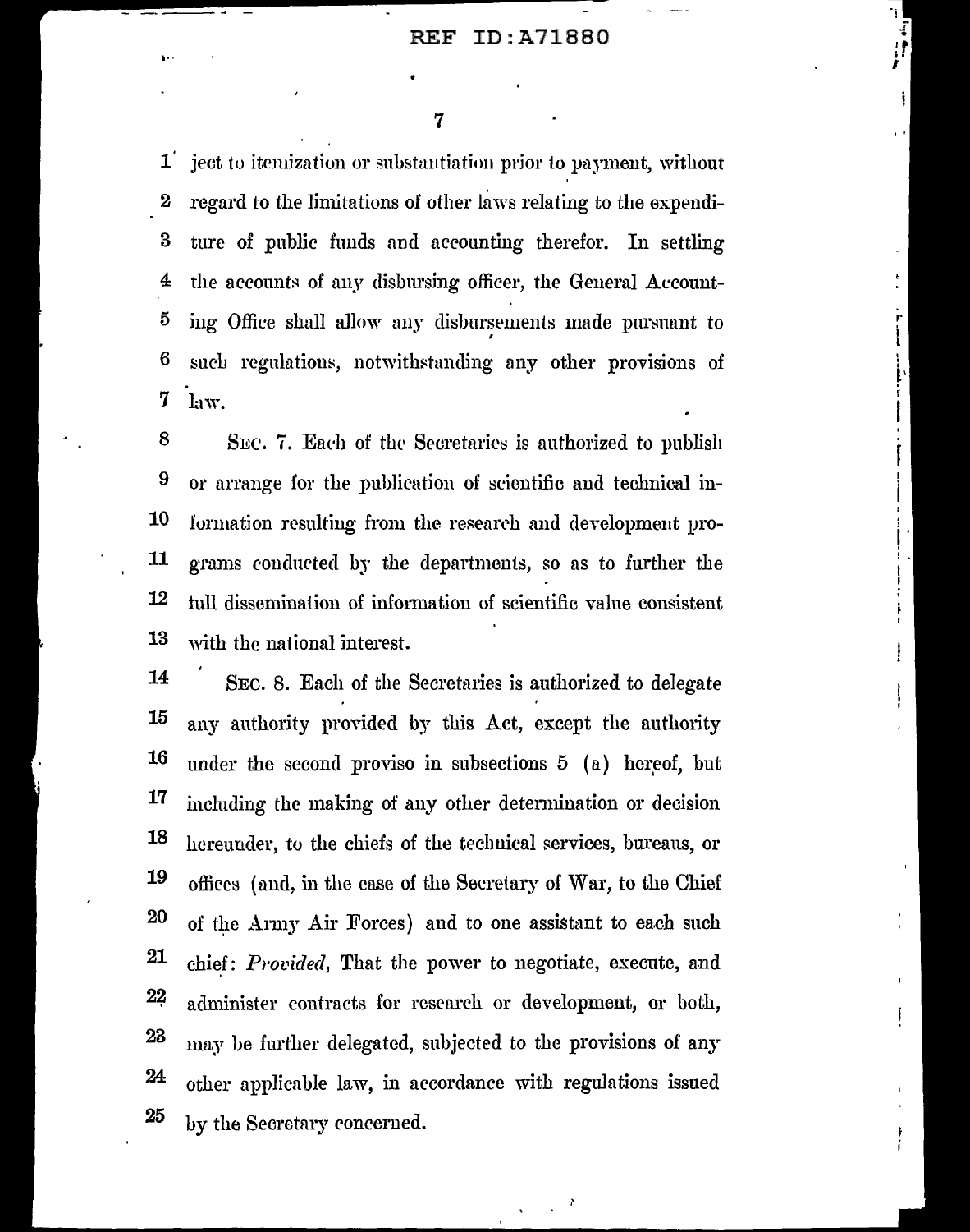ject to itemization or substantiation prior to payment, without regard to the limitations of other laws relating to the expenditure of public funds and accounting therefor. In settling the accounts of any disbursing officer, the General Accounting Office shall allow any disbursements made pursuant to such regulations, notwithstanding any other provisions of law.

SEC. 7. Each of the Secretaries is authorized to publish or arrange for the publication of scientific and technical information resulting from the research and development programs conducted by the departments, so as to further the full dissemination of information of scientific value consistent with the national interest.

SEC. 8. Each of the Secretaries is authorized to delegate any authority provided by this Act, except the authority under the second proviso in subsections 5 (a) hereof, but including the making of any other determination or decision hereunder, to the chiefs of the technical services, bureaus, or offices (and, in the case of the Secretary of War, to the Chief of the Army Air Forces) and to one assistant to each such chief: *Provided*, That the power to negotiate, execute, and administer contracts for research or development, or both, may be further delegated, subjected to the provisions of any other applicable law, in accordance with regulations issued by the Secretary concerned.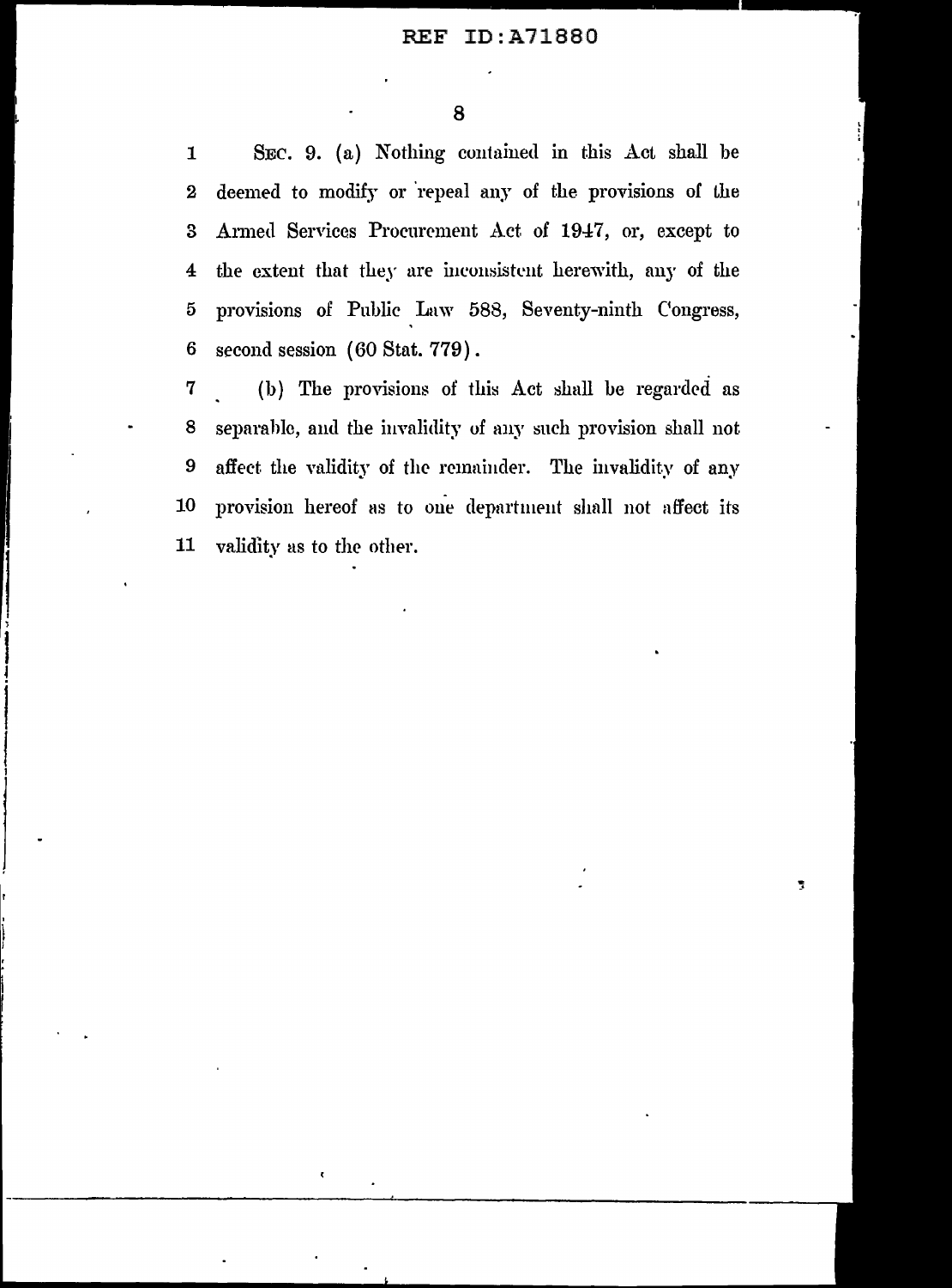SEC. 9. (a) Nothing contained in this Act shall be deemed to modify or repeal any of the provisions of the Armed Services Procurement Act of 1947, or, except to the extent that they are inconsistent herewith, any of the provisions of Public Law 588, Seventy-ninth Congress, second session (60 Stat. 779).

(b) The provisions of this Act shall be regarded as separable, and the invalidity of any such provision shall not affect the validity of the remainder. The invalidity of any provision hereof as to one department shall not affect its validity as to the other.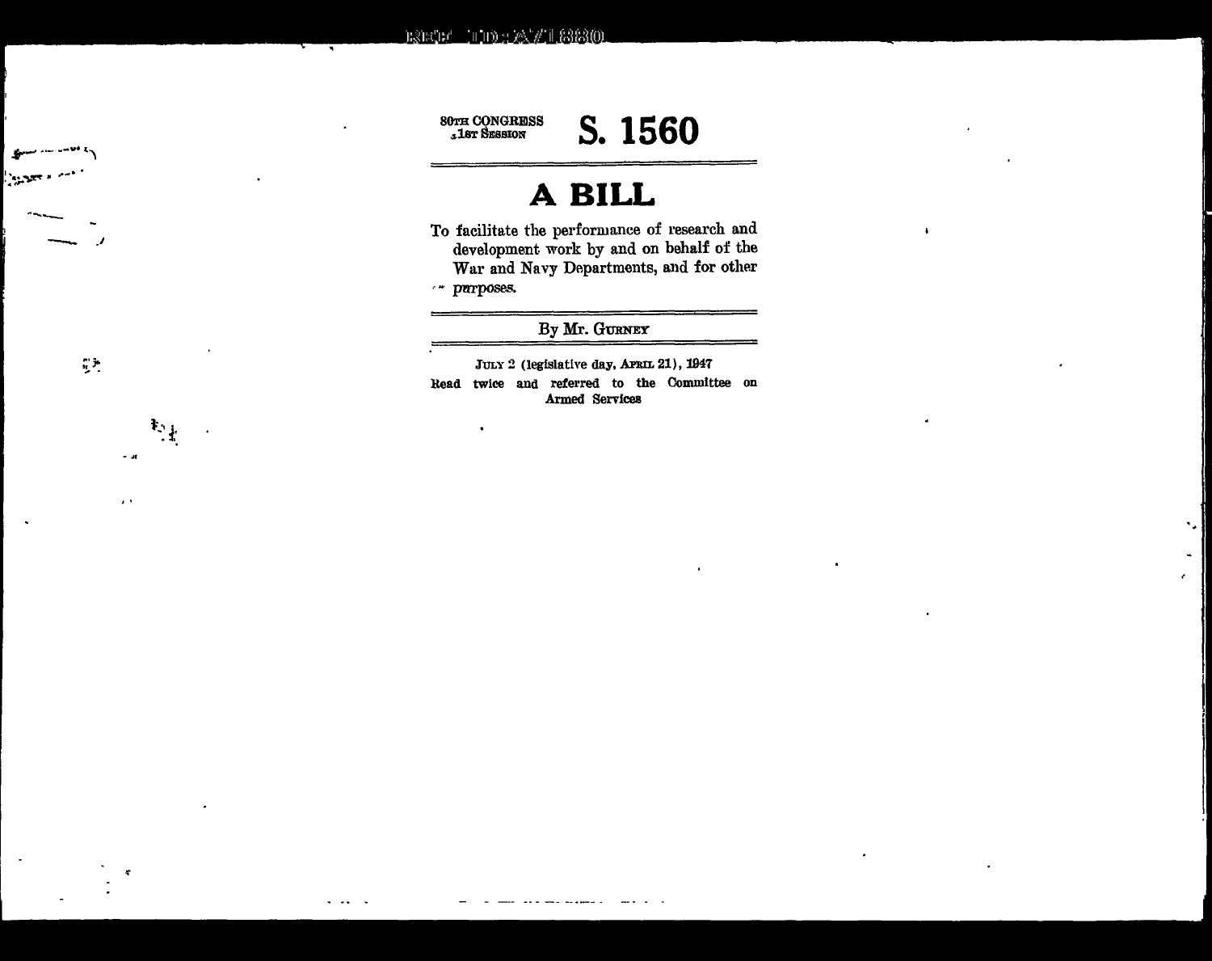REF ID:A71880

80TH CONGRESS
1ST SESSION

# S. 1560

# A BILL

To facilitate the performance of research and development work by and on behalf of the War and Navy Departments, and for other purposes.

By Mr. GURNEY

JULY 2 (legislative day, APRIL 21), 1947
Read twice and referred to the Committee on Armed Services